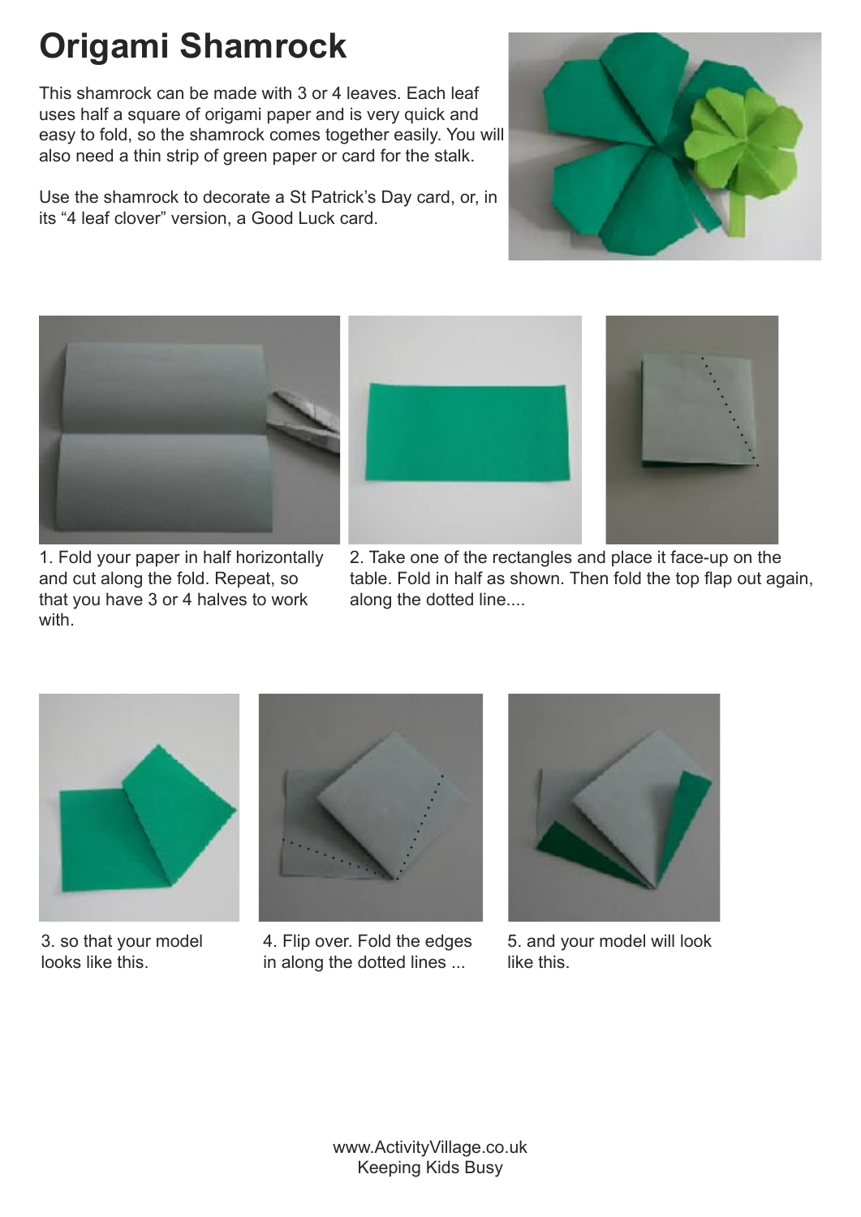# Origami Shamrock

This shamrock can be made with 3 or 4 leaves. Each leaf uses half a square of origami paper and is very quick and easy to fold, so the shamrock comes together easily. You will also need a thin strip of green paper or card for the stalk.

Use the shamrock to decorate a St Patrick's Day card, or, in its "4 leaf clover" version, a Good Luck card.

1. Fold your paper in half horizontally and cut along the fold. Repeat, so that you have 3 or 4 halves to work with.

2. Take one of the rectangles and place it face-up on the table. Fold in half as shown. Then fold the top flap out again, along the dotted line....

3. so that your model looks like this.

4. Flip over. Fold the edges in along the dotted lines ...

5. and your model will look like this.

www.ActivityVillage.co.uk
Keeping Kids Busy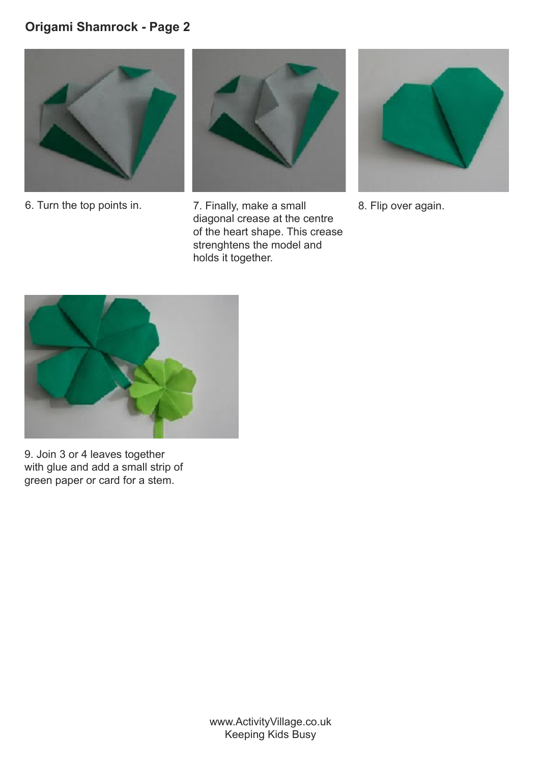## Origami Shamrock - Page 2

6. Turn the top points in.

7. Finally, make a small diagonal crease at the centre of the heart shape. This crease strenghtens the model and holds it together.

8. Flip over again.

9. Join 3 or 4 leaves together with glue and add a small strip of green paper or card for a stem.